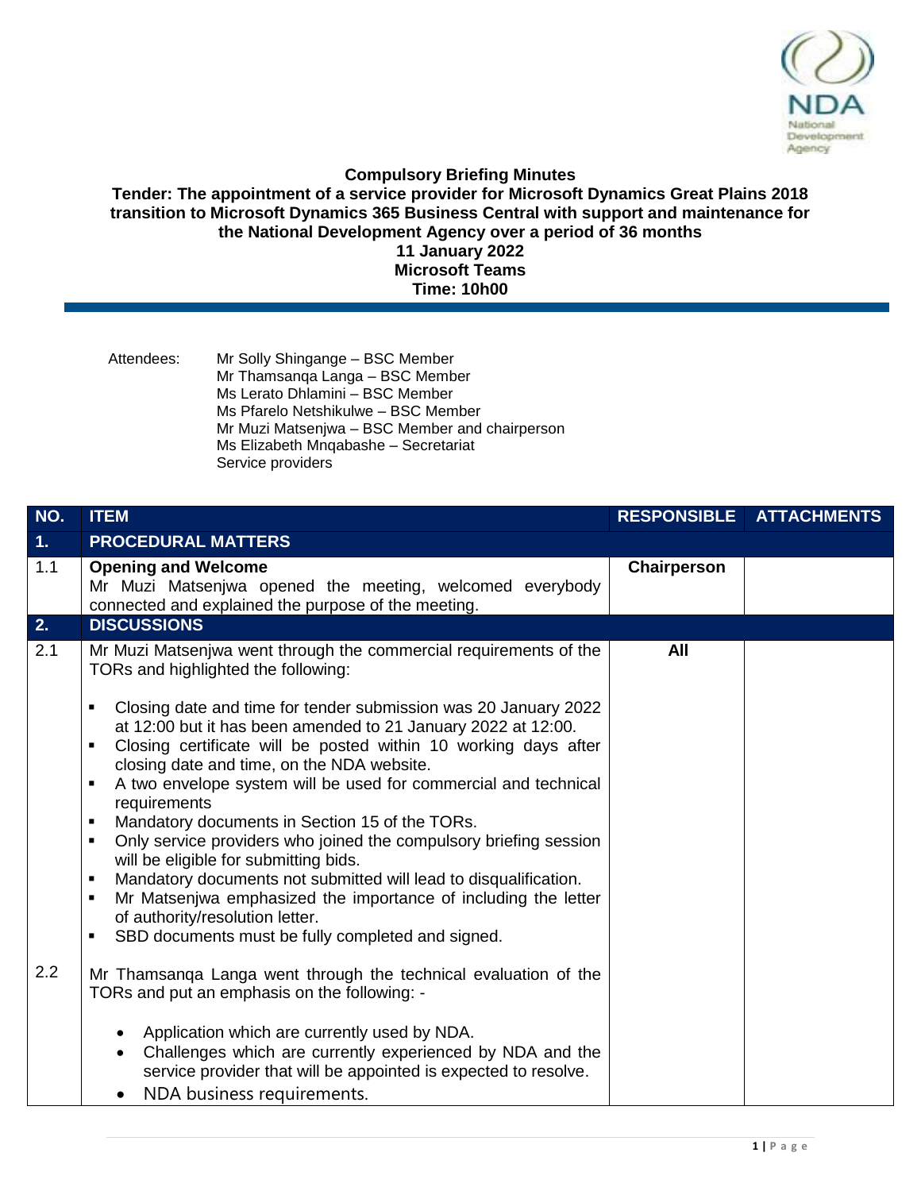**Compulsory Briefing Minutes**

**Tender: The appointment of a service provider for Microsoft Dynamics Great Plains 2018 transition to Microsoft Dynamics 365 Business Central with support and maintenance for the National Development Agency over a period of 36 months**

**11 January 2022**

**Microsoft Teams**

**Time: 10h00**

Attendees:

Mr Solly Shingange – BSC Member
Mr Thamsanqa Langa – BSC Member
Ms Lerato Dhlamini – BSC Member
Ms Pfarelo Netshikulwe – BSC Member
Mr Muzi Matsenjwa – BSC Member and chairperson
Ms Elizabeth Mnqabashe – Secretariat
Service providers

| NO. | ITEM | RESPONSIBLE | ATTACHMENTS |
|---|---|---|---|
| **1.** | **PROCEDURAL MATTERS** | | |
| 1.1 | **Opening and Welcome**<br>Mr Muzi Matsenjwa opened the meeting, welcomed everybody connected and explained the purpose of the meeting. | **Chairperson** | |
| **2.** | **DISCUSSIONS** | | |
| 2.1 | Mr Muzi Matsenjwa went through the commercial requirements of the TORs and highlighted the following:<br>▪ Closing date and time for tender submission was 20 January 2022 at 12:00 but it has been amended to 21 January 2022 at 12:00.<br>▪ Closing certificate will be posted within 10 working days after closing date and time, on the NDA website.<br>▪ A two envelope system will be used for commercial and technical requirements<br>▪ Mandatory documents in Section 15 of the TORs.<br>▪ Only service providers who joined the compulsory briefing session will be eligible for submitting bids.<br>▪ Mandatory documents not submitted will lead to disqualification.<br>▪ Mr Matsenjwa emphasized the importance of including the letter of authority/resolution letter.<br>▪ SBD documents must be fully completed and signed. | **All** | |
| 2.2 | Mr Thamsanqa Langa went through the technical evaluation of the TORs and put an emphasis on the following: -<br>• Application which are currently used by NDA.<br>• Challenges which are currently experienced by NDA and the service provider that will be appointed is expected to resolve.<br>• NDA business requirements. | | |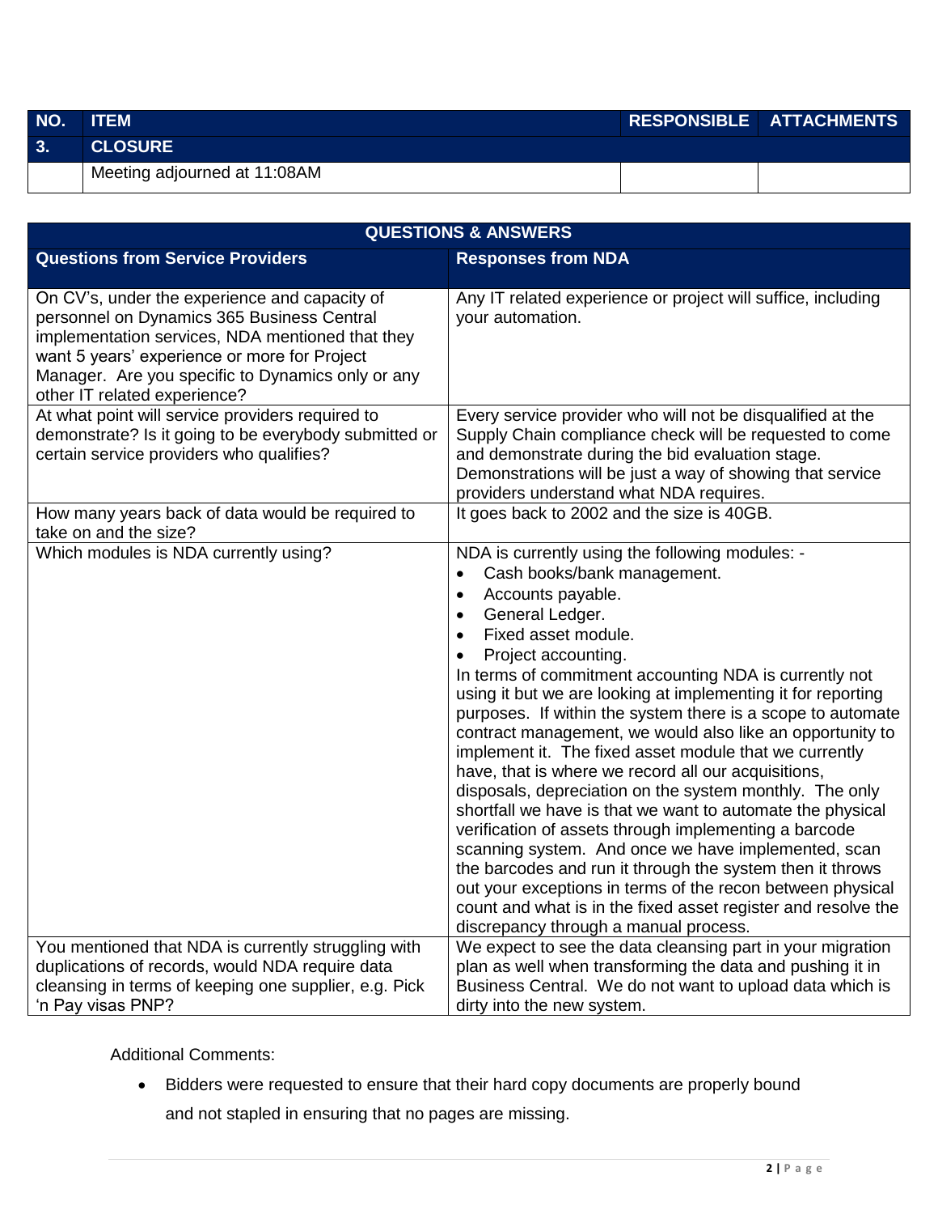| NO. | ITEM | RESPONSIBLE | ATTACHMENTS |
|---|---|---|---|
| 3. | CLOSURE | | |
| | Meeting adjourned at 11:08AM | | |

| QUESTIONS & ANSWERS | |
|---|---|
| **Questions from Service Providers** | **Responses from NDA** |
| On CV's, under the experience and capacity of personnel on Dynamics 365 Business Central implementation services, NDA mentioned that they want 5 years' experience or more for Project Manager. Are you specific to Dynamics only or any other IT related experience? | Any IT related experience or project will suffice, including your automation. |
| At what point will service providers required to demonstrate? Is it going to be everybody submitted or certain service providers who qualifies? | Every service provider who will not be disqualified at the Supply Chain compliance check will be requested to come and demonstrate during the bid evaluation stage. Demonstrations will be just a way of showing that service providers understand what NDA requires. |
| How many years back of data would be required to take on and the size? | It goes back to 2002 and the size is 40GB. |
| Which modules is NDA currently using? | NDA is currently using the following modules: -<br>• Cash books/bank management.<br>• Accounts payable.<br>• General Ledger.<br>• Fixed asset module.<br>• Project accounting.<br>In terms of commitment accounting NDA is currently not using it but we are looking at implementing it for reporting purposes. If within the system there is a scope to automate contract management, we would also like an opportunity to implement it. The fixed asset module that we currently have, that is where we record all our acquisitions, disposals, depreciation on the system monthly. The only shortfall we have is that we want to automate the physical verification of assets through implementing a barcode scanning system. And once we have implemented, scan the barcodes and run it through the system then it throws out your exceptions in terms of the recon between physical count and what is in the fixed asset register and resolve the discrepancy through a manual process. |
| You mentioned that NDA is currently struggling with duplications of records, would NDA require data cleansing in terms of keeping one supplier, e.g. Pick 'n Pay visas PNP? | We expect to see the data cleansing part in your migration plan as well when transforming the data and pushing it in Business Central. We do not want to upload data which is dirty into the new system. |

Additional Comments:

- Bidders were requested to ensure that their hard copy documents are properly bound and not stapled in ensuring that no pages are missing.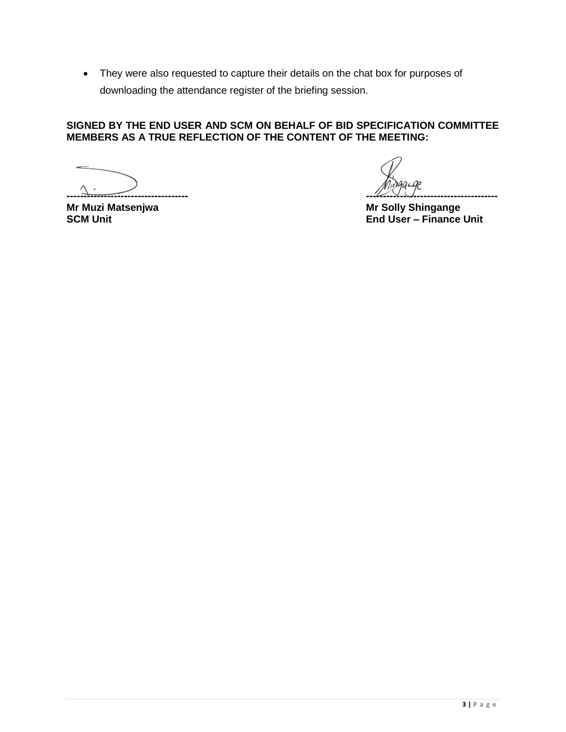- They were also requested to capture their details on the chat box for purposes of downloading the attendance register of the briefing session.

**SIGNED BY THE END USER AND SCM ON BEHALF OF BID SPECIFICATION COMMITTEE MEMBERS AS A TRUE REFLECTION OF THE CONTENT OF THE MEETING:**

| | |
|---|---|
| ----------------------------------- | -------------------------------------- |
| **Mr Muzi Matsenjwa** | **Mr Solly Shingange** |
| **SCM Unit** | **End User – Finance Unit** |